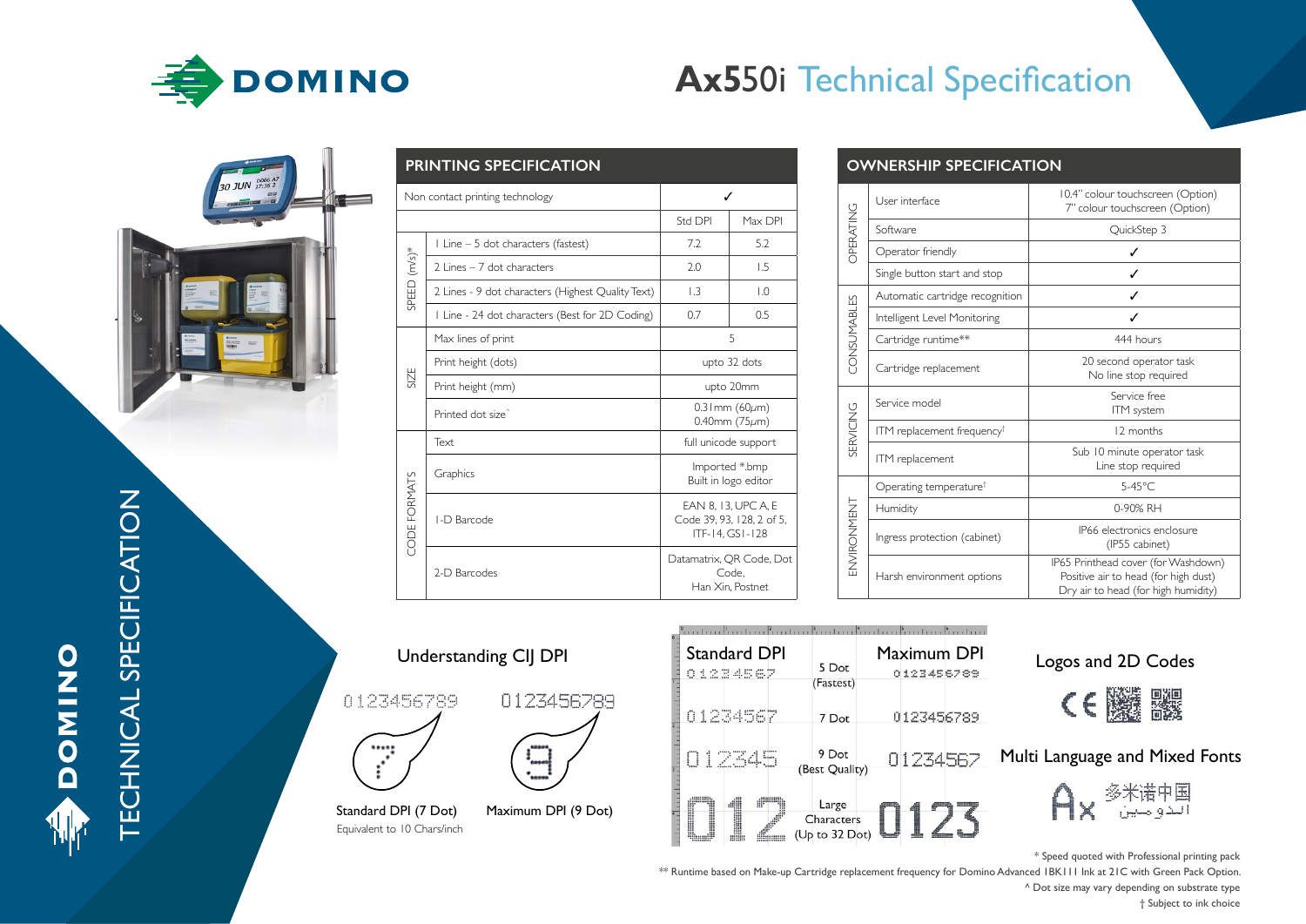# Ax550i Technical Specification

## PRINTING SPECIFICATION

| | | | |
|---|---|---|---|
| | Non contact printing technology | ✓ | |
| | | Std DPI | Max DPI |
| SPEED (m/s)* | 1 Line – 5 dot characters (fastest) | 7.2 | 5.2 |
| | 2 Lines – 7 dot characters | 2.0 | 1.5 |
| | 2 Lines - 9 dot characters (Highest Quality Text) | 1.3 | 1.0 |
| | 1 Line - 24 dot characters (Best for 2D Coding) | 0.7 | 0.5 |
| SIZE | Max lines of print | 5 | |
| | Print height (dots) | upto 32 dots | |
| | Print height (mm) | upto 20mm | |
| | Printed dot size^ | 0.31mm (60μm) 0.40mm (75μm) | |
| CODE FORMATS | Text | full unicode support | |
| | Graphics | Imported *.bmp Built in logo editor | |
| | 1-D Barcode | EAN 8, 13, UPC A, E Code 39, 93, 128, 2 of 5, ITF-14, GS1-128 | |
| | 2-D Barcodes | Datamatrix, QR Code, Dot Code, Han Xin, Postnet | |

## OWNERSHIP SPECIFICATION

| | | |
|---|---|---|
| OPERATING | User interface | 10.4" colour touchscreen (Option) 7" colour touchscreen (Option) |
| | Software | QuickStep 3 |
| | Operator friendly | ✓ |
| | Single button start and stop | ✓ |
| CONSUMABLES | Automatic cartridge recognition | ✓ |
| | Intelligent Level Monitoring | ✓ |
| | Cartridge runtime** | 444 hours |
| | Cartridge replacement | 20 second operator task No line stop required |
| SERVICING | Service model | Service free ITM system |
| | ITM replacement frequency† | 12 months |
| | ITM replacement | Sub 10 minute operator task Line stop required |
| ENVIRONMENT | Operating temperature† | 5-45°C |
| | Humidity | 0-90% RH |
| | Ingress protection (cabinet) | IP66 electronics enclosure (IP55 cabinet) |
| | Harsh environment options | IP65 Printhead cover (for Washdown) Positive air to head (for high dust) Dry air to head (for high humidity) |

## Understanding CIJ DPI

0123456789 0123456789

Standard DPI (7 Dot)
Equivalent to 10 Chars/inch

Maximum DPI (9 Dot)

Standard DPI | Maximum DPI

5 Dot (Fastest)

7 Dot

9 Dot (Best Quality)

Large Characters (Up to 32 Dot)

## Logos and 2D Codes

## Multi Language and Mixed Fonts

TECHNICAL SPECIFICATION

\* Speed quoted with Professional printing pack

** Runtime based on Make-up Cartridge replacement frequency for Domino Advanced 1BK111 Ink at 21C with Green Pack Option.

^ Dot size may vary depending on substrate type

† Subject to ink choice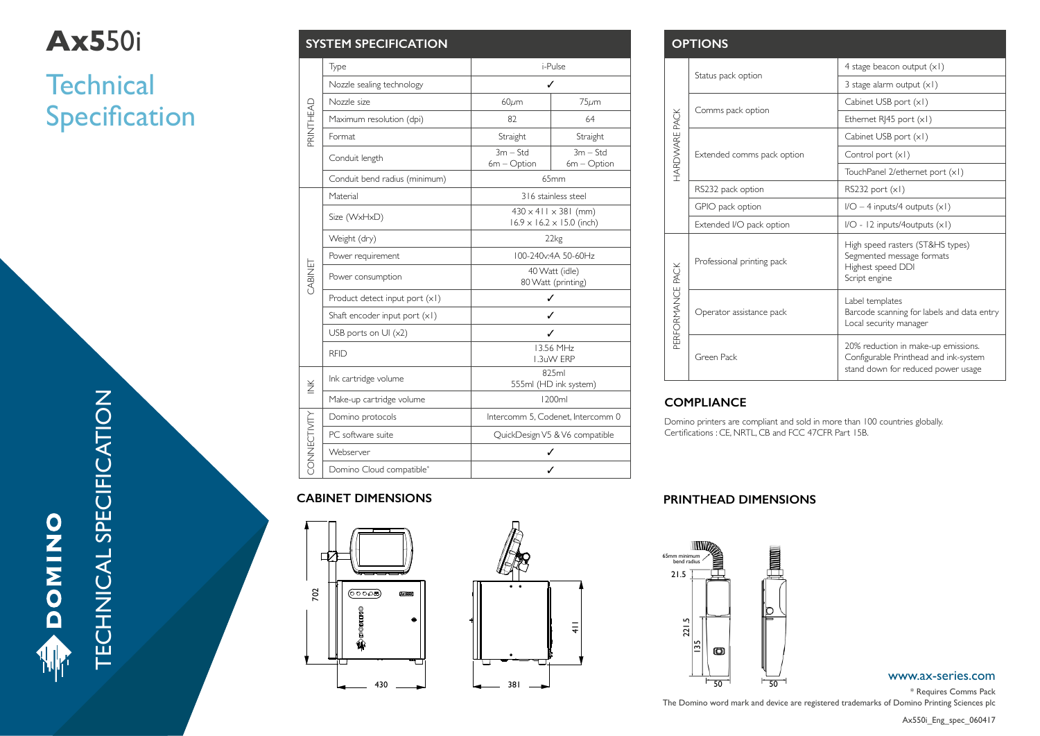# Ax550i

## Technical Specification

TECHNICAL SPECIFICATION

DOMINO

## SYSTEM SPECIFICATION

| | | | |
|---|---|---|---|
| PRINTHEAD | Type | i-Pulse | |
| | Nozzle sealing technology | ✓ | |
| | Nozzle size | 60μm | 75μm |
| | Maximum resolution (dpi) | 82 | 64 |
| | Format | Straight | Straight |
| | Conduit length | 3m – Std<br>6m – Option | 3m – Std<br>6m – Option |
| | Conduit bend radius (minimum) | 65mm | |
| CABINET | Material | 316 stainless steel | |
| | Size (WxHxD) | 430 x 411 x 381 (mm)<br>16.9 x 16.2 x 15.0 (inch) | |
| | Weight (dry) | 22kg | |
| | Power requirement | 100-240v:4A 50-60Hz | |
| | Power consumption | 40 Watt (idle)<br>80 Watt (printing) | |
| | Product detect input port (x1) | ✓ | |
| | Shaft encoder input port (x1) | ✓ | |
| | USB ports on UI (x2) | ✓ | |
| | RFID | 13.56 MHz<br>1.3uW ERP | |
| INK | Ink cartridge volume | 825ml<br>555ml (HD ink system) | |
| | Make-up cartridge volume | 1200ml | |
| CONNECTIVITY | Domino protocols | Intercomm 5, Codenet, Intercomm 0 | |
| | PC software suite | QuickDesign V5 & V6 compatible | |
| | Webserver | ✓ | |
| | Domino Cloud compatible* | ✓ | |

## OPTIONS

| | | |
|---|---|---|
| HARDWARE PACK | Status pack option | 4 stage beacon output (x1) |
| | | 3 stage alarm output (x1) |
| | Comms pack option | Cabinet USB port (x1) |
| | | Ethernet RJ45 port (x1) |
| | Extended comms pack option | Cabinet USB port (x1) |
| | | Control port (x1) |
| | | TouchPanel 2/ethernet port (x1) |
| | RS232 pack option | RS232 port (x1) |
| | GPIO pack option | I/O – 4 inputs/4 outputs (x1) |
| | Extended I/O pack option | I/O - 12 inputs/4outputs (x1) |
| PERFORMANCE PACK | Professional printing pack | High speed rasters (ST&HS types)<br>Segmented message formats<br>Highest speed DDI<br>Script engine |
| | Operator assistance pack | Label templates<br>Barcode scanning for labels and data entry<br>Local security manager |
| | Green Pack | 20% reduction in make-up emissions.<br>Configurable Printhead and ink-system stand down for reduced power usage |

## COMPLIANCE

Domino printers are compliant and sold in more than 100 countries globally.
Certifications : CE, NRTL, CB and FCC 47CFR Part 15B.

## CABINET DIMENSIONS

702

430

381

411

## PRINTHEAD DIMENSIONS

65mm minimum bend radius

21.5

221.5

135

50

50

www.ax-series.com

\* Requires Comms Pack

The Domino word mark and device are registered trademarks of Domino Printing Sciences plc

Ax550i_Eng_spec_060417